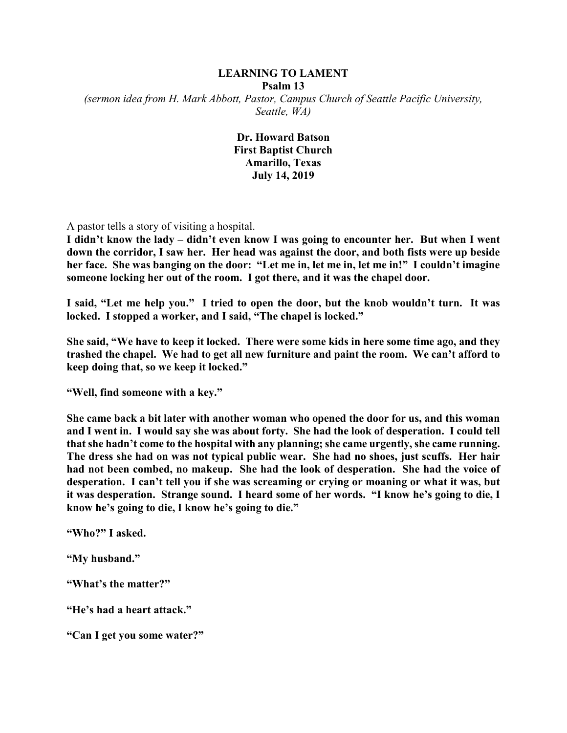# LEARNING TO LAMENT

**Psalm 13**

*(sermon idea from H. Mark Abbott, Pastor, Campus Church of Seattle Pacific University, Seattle, WA)*

**Dr. Howard Batson**
**First Baptist Church**
**Amarillo, Texas**
**July 14, 2019**

A pastor tells a story of visiting a hospital.

**I didn't know the lady – didn't even know I was going to encounter her. But when I went down the corridor, I saw her. Her head was against the door, and both fists were up beside her face. She was banging on the door: "Let me in, let me in, let me in!" I couldn't imagine someone locking her out of the room. I got there, and it was the chapel door.**

**I said, "Let me help you." I tried to open the door, but the knob wouldn't turn. It was locked. I stopped a worker, and I said, "The chapel is locked."**

**She said, "We have to keep it locked. There were some kids in here some time ago, and they trashed the chapel. We had to get all new furniture and paint the room. We can't afford to keep doing that, so we keep it locked."**

**"Well, find someone with a key."**

**She came back a bit later with another woman who opened the door for us, and this woman and I went in. I would say she was about forty. She had the look of desperation. I could tell that she hadn't come to the hospital with any planning; she came urgently, she came running. The dress she had on was not typical public wear. She had no shoes, just scuffs. Her hair had not been combed, no makeup. She had the look of desperation. She had the voice of desperation. I can't tell you if she was screaming or crying or moaning or what it was, but it was desperation. Strange sound. I heard some of her words. "I know he's going to die, I know he's going to die, I know he's going to die."**

**"Who?" I asked.**

**"My husband."**

**"What's the matter?"**

**"He's had a heart attack."**

**"Can I get you some water?"**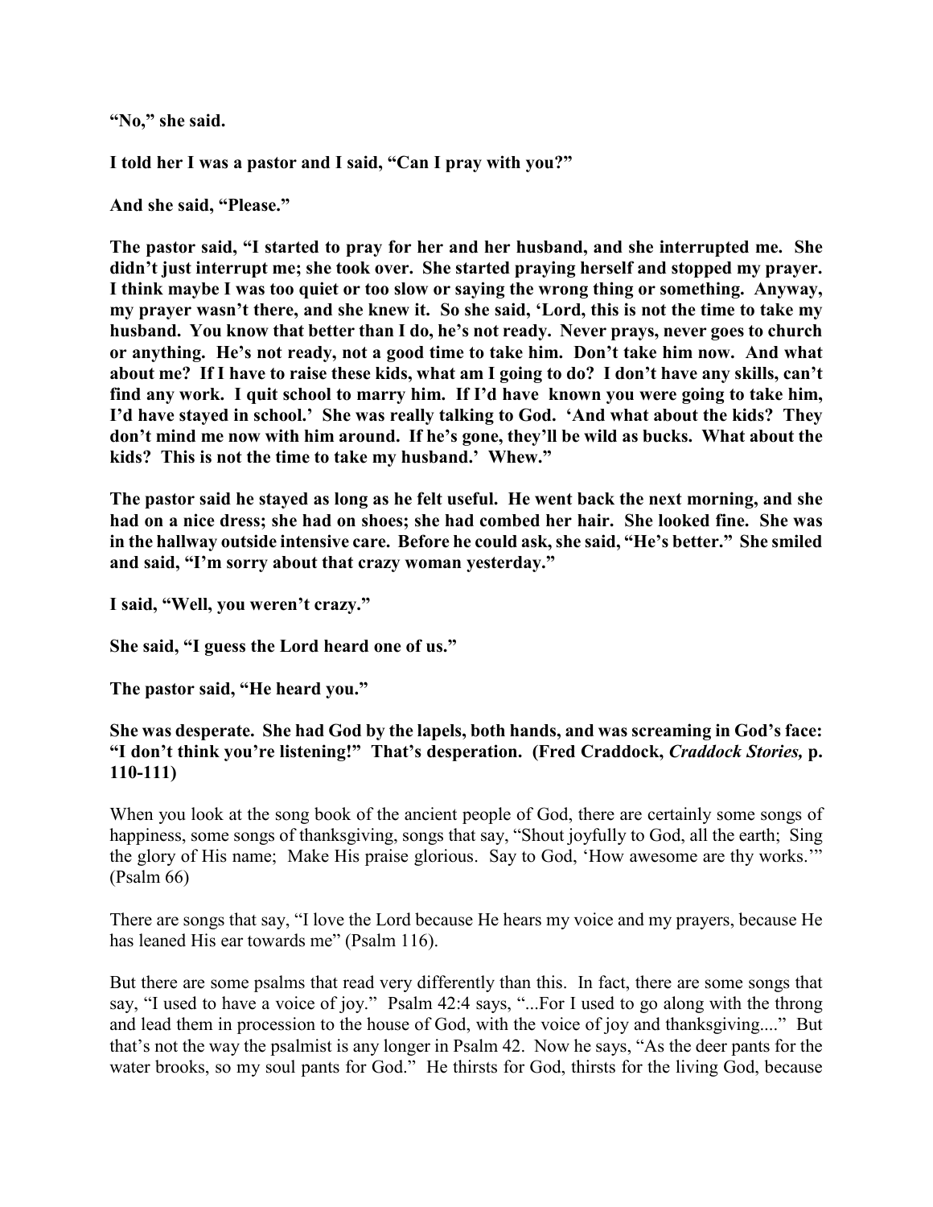**“No,” she said.**

**I told her I was a pastor and I said, “Can I pray with you?”**

**And she said, “Please.”**

**The pastor said, “I started to pray for her and her husband, and she interrupted me. She didn’t just interrupt me; she took over. She started praying herself and stopped my prayer. I think maybe I was too quiet or too slow or saying the wrong thing or something. Anyway, my prayer wasn’t there, and she knew it. So she said, ‘Lord, this is not the time to take my husband. You know that better than I do, he’s not ready. Never prays, never goes to church or anything. He’s not ready, not a good time to take him. Don’t take him now. And what about me? If I have to raise these kids, what am I going to do? I don’t have any skills, can’t find any work. I quit school to marry him. If I’d have known you were going to take him, I’d have stayed in school.’ She was really talking to God. ‘And what about the kids? They don’t mind me now with him around. If he’s gone, they’ll be wild as bucks. What about the kids? This is not the time to take my husband.’ Whew.”**

**The pastor said he stayed as long as he felt useful. He went back the next morning, and she had on a nice dress; she had on shoes; she had combed her hair. She looked fine. She was in the hallway outside intensive care. Before he could ask, she said, “He’s better.” She smiled and said, “I’m sorry about that crazy woman yesterday.”**

**I said, “Well, you weren’t crazy.”**

**She said, “I guess the Lord heard one of us.”**

**The pastor said, “He heard you.”**

**She was desperate. She had God by the lapels, both hands, and was screaming in God’s face: “I don’t think you’re listening!” That’s desperation. (Fred Craddock, *Craddock Stories,* p. 110-111)**

When you look at the song book of the ancient people of God, there are certainly some songs of happiness, some songs of thanksgiving, songs that say, “Shout joyfully to God, all the earth; Sing the glory of His name; Make His praise glorious. Say to God, ‘How awesome are thy works.’” (Psalm 66)

There are songs that say, “I love the Lord because He hears my voice and my prayers, because He has leaned His ear towards me” (Psalm 116).

But there are some psalms that read very differently than this. In fact, there are some songs that say, “I used to have a voice of joy.” Psalm 42:4 says, “...For I used to go along with the throng and lead them in procession to the house of God, with the voice of joy and thanksgiving....” But that’s not the way the psalmist is any longer in Psalm 42. Now he says, “As the deer pants for the water brooks, so my soul pants for God.” He thirsts for God, thirsts for the living God, because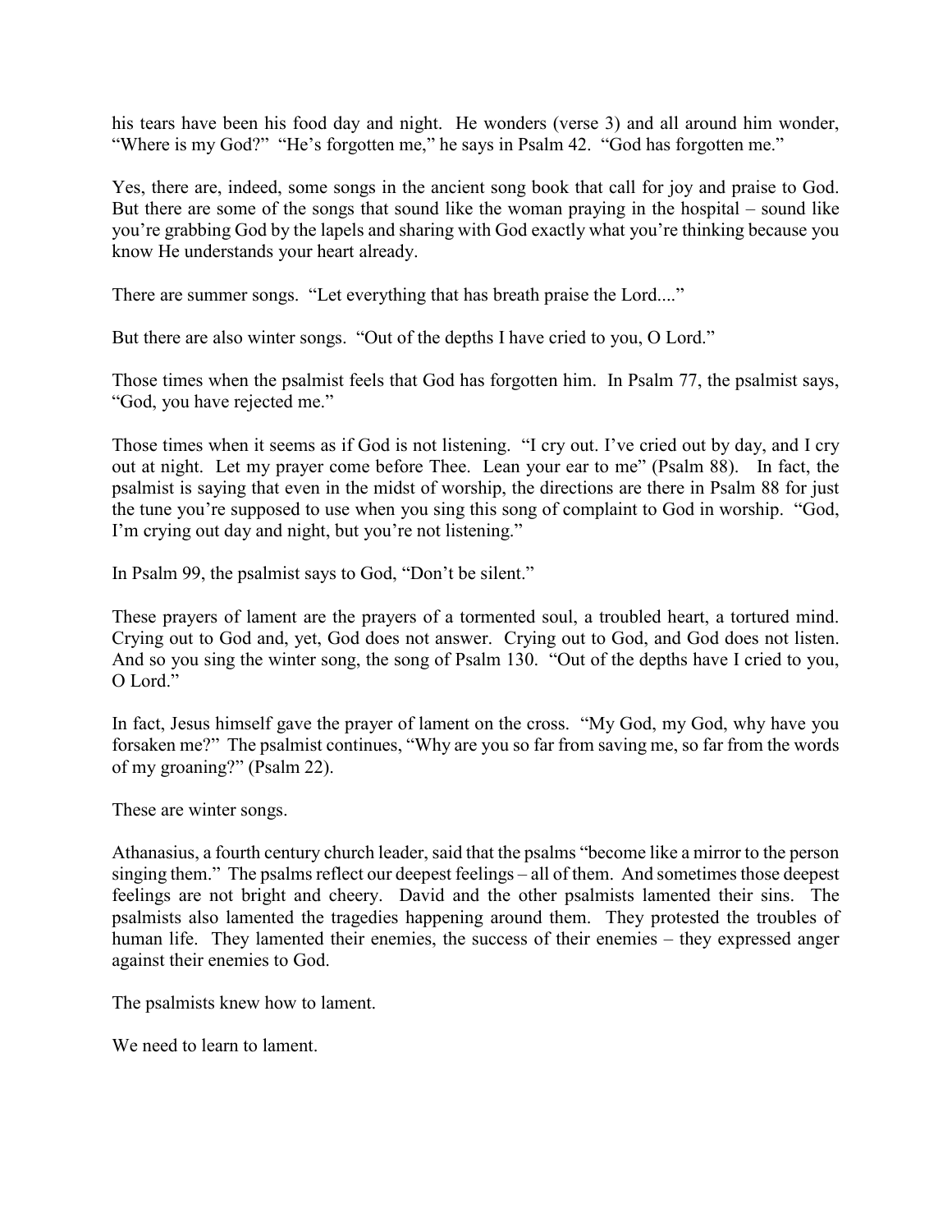his tears have been his food day and night. He wonders (verse 3) and all around him wonder, "Where is my God?" "He's forgotten me," he says in Psalm 42. "God has forgotten me."

Yes, there are, indeed, some songs in the ancient song book that call for joy and praise to God. But there are some of the songs that sound like the woman praying in the hospital – sound like you're grabbing God by the lapels and sharing with God exactly what you're thinking because you know He understands your heart already.

There are summer songs. "Let everything that has breath praise the Lord...."

But there are also winter songs. "Out of the depths I have cried to you, O Lord."

Those times when the psalmist feels that God has forgotten him. In Psalm 77, the psalmist says, "God, you have rejected me."

Those times when it seems as if God is not listening. "I cry out. I've cried out by day, and I cry out at night. Let my prayer come before Thee. Lean your ear to me" (Psalm 88). In fact, the psalmist is saying that even in the midst of worship, the directions are there in Psalm 88 for just the tune you're supposed to use when you sing this song of complaint to God in worship. "God, I'm crying out day and night, but you're not listening."

In Psalm 99, the psalmist says to God, "Don't be silent."

These prayers of lament are the prayers of a tormented soul, a troubled heart, a tortured mind. Crying out to God and, yet, God does not answer. Crying out to God, and God does not listen. And so you sing the winter song, the song of Psalm 130. "Out of the depths have I cried to you, O Lord."

In fact, Jesus himself gave the prayer of lament on the cross. "My God, my God, why have you forsaken me?" The psalmist continues, "Why are you so far from saving me, so far from the words of my groaning?" (Psalm 22).

These are winter songs.

Athanasius, a fourth century church leader, said that the psalms "become like a mirror to the person singing them." The psalms reflect our deepest feelings – all of them. And sometimes those deepest feelings are not bright and cheery. David and the other psalmists lamented their sins. The psalmists also lamented the tragedies happening around them. They protested the troubles of human life. They lamented their enemies, the success of their enemies – they expressed anger against their enemies to God.

The psalmists knew how to lament.

We need to learn to lament.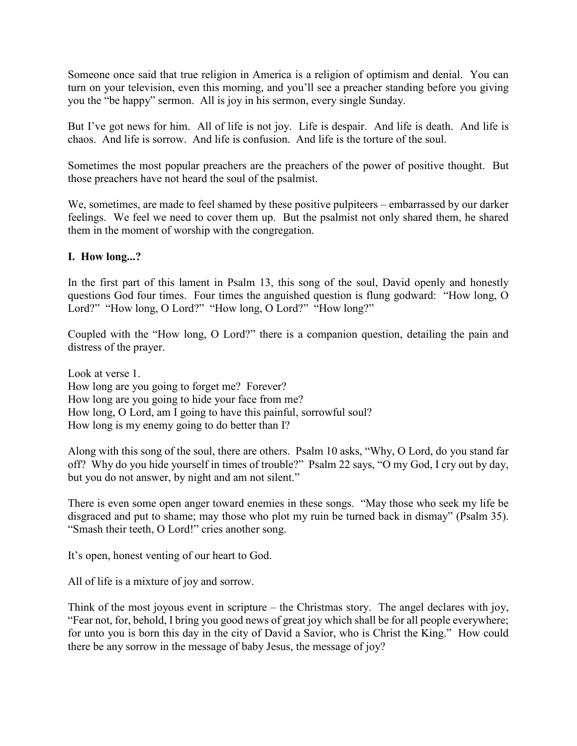Someone once said that true religion in America is a religion of optimism and denial. You can turn on your television, even this morning, and you'll see a preacher standing before you giving you the "be happy" sermon. All is joy in his sermon, every single Sunday.

But I've got news for him. All of life is not joy. Life is despair. And life is death. And life is chaos. And life is sorrow. And life is confusion. And life is the torture of the soul.

Sometimes the most popular preachers are the preachers of the power of positive thought. But those preachers have not heard the soul of the psalmist.

We, sometimes, are made to feel shamed by these positive pulpiteers – embarrassed by our darker feelings. We feel we need to cover them up. But the psalmist not only shared them, he shared them in the moment of worship with the congregation.

**I. How long...?**

In the first part of this lament in Psalm 13, this song of the soul, David openly and honestly questions God four times. Four times the anguished question is flung godward: "How long, O Lord?" "How long, O Lord?" "How long, O Lord?" "How long?"

Coupled with the "How long, O Lord?" there is a companion question, detailing the pain and distress of the prayer.

Look at verse 1.
How long are you going to forget me? Forever?
How long are you going to hide your face from me?
How long, O Lord, am I going to have this painful, sorrowful soul?
How long is my enemy going to do better than I?

Along with this song of the soul, there are others. Psalm 10 asks, "Why, O Lord, do you stand far off? Why do you hide yourself in times of trouble?" Psalm 22 says, "O my God, I cry out by day, but you do not answer, by night and am not silent."

There is even some open anger toward enemies in these songs. "May those who seek my life be disgraced and put to shame; may those who plot my ruin be turned back in dismay" (Psalm 35). "Smash their teeth, O Lord!" cries another song.

It's open, honest venting of our heart to God.

All of life is a mixture of joy and sorrow.

Think of the most joyous event in scripture – the Christmas story. The angel declares with joy, "Fear not, for, behold, I bring you good news of great joy which shall be for all people everywhere; for unto you is born this day in the city of David a Savior, who is Christ the King." How could there be any sorrow in the message of baby Jesus, the message of joy?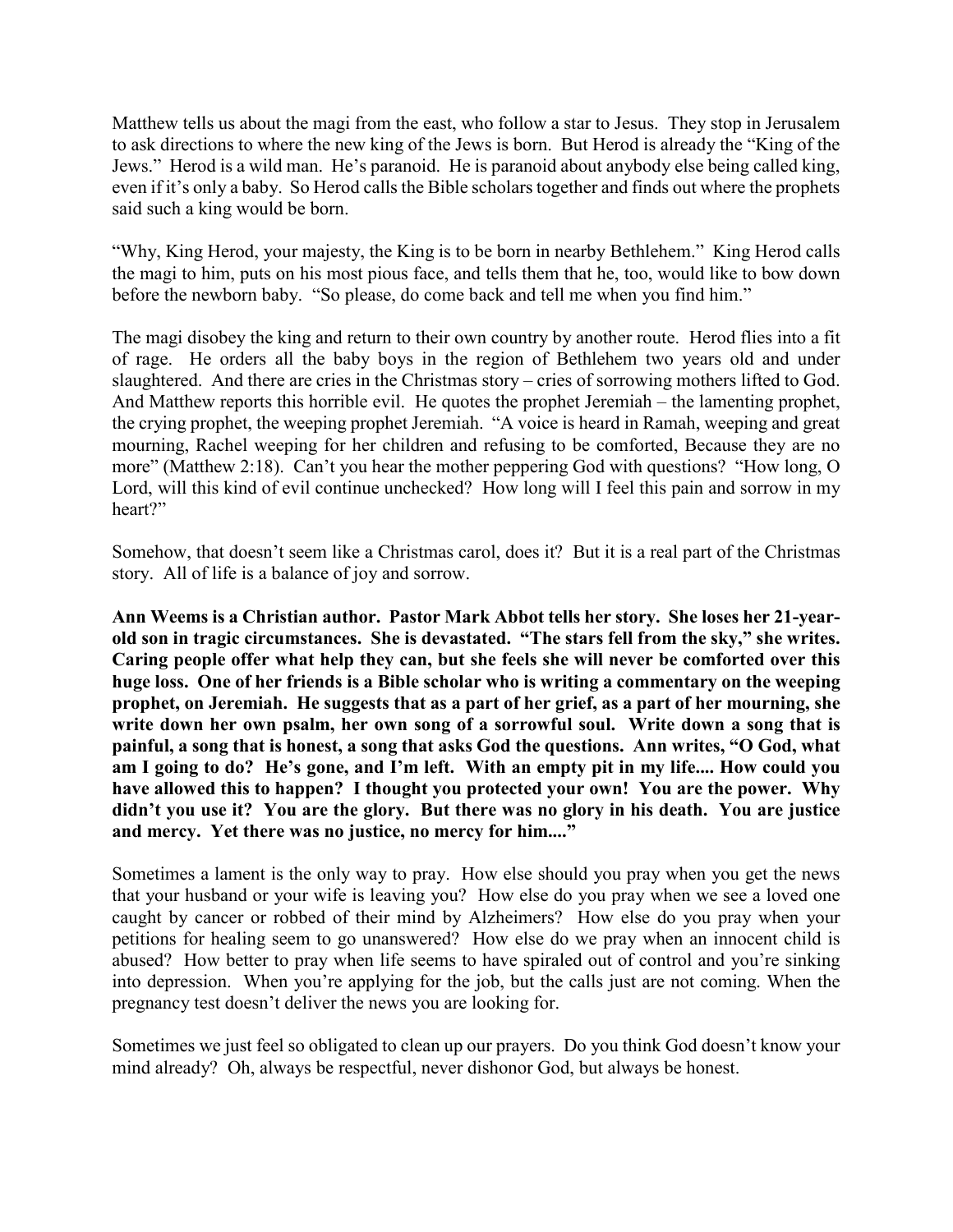Matthew tells us about the magi from the east, who follow a star to Jesus. They stop in Jerusalem to ask directions to where the new king of the Jews is born. But Herod is already the "King of the Jews." Herod is a wild man. He's paranoid. He is paranoid about anybody else being called king, even if it's only a baby. So Herod calls the Bible scholars together and finds out where the prophets said such a king would be born.

"Why, King Herod, your majesty, the King is to be born in nearby Bethlehem." King Herod calls the magi to him, puts on his most pious face, and tells them that he, too, would like to bow down before the newborn baby. "So please, do come back and tell me when you find him."

The magi disobey the king and return to their own country by another route. Herod flies into a fit of rage. He orders all the baby boys in the region of Bethlehem two years old and under slaughtered. And there are cries in the Christmas story – cries of sorrowing mothers lifted to God. And Matthew reports this horrible evil. He quotes the prophet Jeremiah – the lamenting prophet, the crying prophet, the weeping prophet Jeremiah. "A voice is heard in Ramah, weeping and great mourning, Rachel weeping for her children and refusing to be comforted, Because they are no more" (Matthew 2:18). Can't you hear the mother peppering God with questions? "How long, O Lord, will this kind of evil continue unchecked? How long will I feel this pain and sorrow in my heart?"

Somehow, that doesn't seem like a Christmas carol, does it? But it is a real part of the Christmas story. All of life is a balance of joy and sorrow.

**Ann Weems is a Christian author. Pastor Mark Abbot tells her story. She loses her 21-year-old son in tragic circumstances. She is devastated. "The stars fell from the sky," she writes. Caring people offer what help they can, but she feels she will never be comforted over this huge loss. One of her friends is a Bible scholar who is writing a commentary on the weeping prophet, on Jeremiah. He suggests that as a part of her grief, as a part of her mourning, she write down her own psalm, her own song of a sorrowful soul. Write down a song that is painful, a song that is honest, a song that asks God the questions. Ann writes, "O God, what am I going to do? He's gone, and I'm left. With an empty pit in my life.... How could you have allowed this to happen? I thought you protected your own! You are the power. Why didn't you use it? You are the glory. But there was no glory in his death. You are justice and mercy. Yet there was no justice, no mercy for him...."**

Sometimes a lament is the only way to pray. How else should you pray when you get the news that your husband or your wife is leaving you? How else do you pray when we see a loved one caught by cancer or robbed of their mind by Alzheimers? How else do you pray when your petitions for healing seem to go unanswered? How else do we pray when an innocent child is abused? How better to pray when life seems to have spiraled out of control and you're sinking into depression. When you're applying for the job, but the calls just are not coming. When the pregnancy test doesn't deliver the news you are looking for.

Sometimes we just feel so obligated to clean up our prayers. Do you think God doesn't know your mind already? Oh, always be respectful, never dishonor God, but always be honest.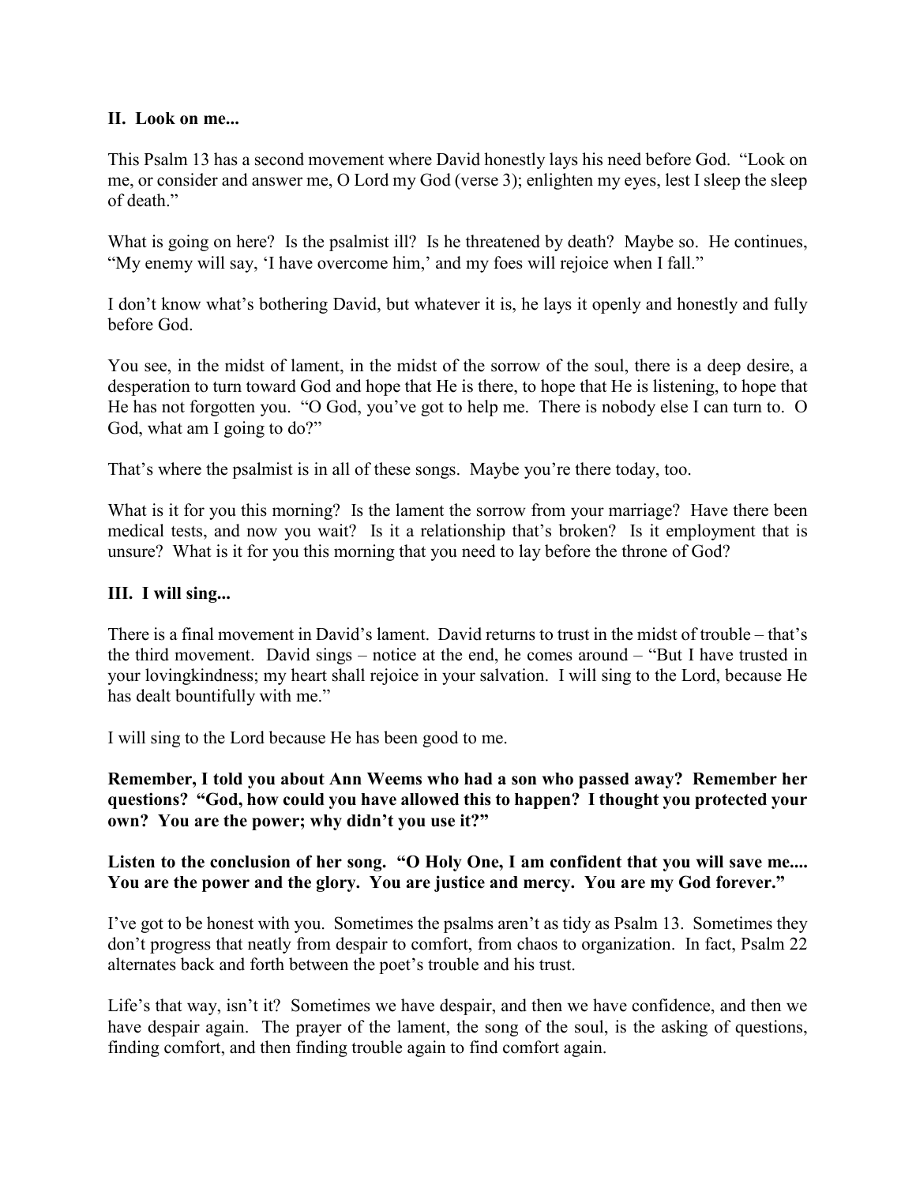**II. Look on me...**

This Psalm 13 has a second movement where David honestly lays his need before God. "Look on me, or consider and answer me, O Lord my God (verse 3); enlighten my eyes, lest I sleep the sleep of death."

What is going on here? Is the psalmist ill? Is he threatened by death? Maybe so. He continues, "My enemy will say, 'I have overcome him,' and my foes will rejoice when I fall."

I don't know what's bothering David, but whatever it is, he lays it openly and honestly and fully before God.

You see, in the midst of lament, in the midst of the sorrow of the soul, there is a deep desire, a desperation to turn toward God and hope that He is there, to hope that He is listening, to hope that He has not forgotten you. "O God, you've got to help me. There is nobody else I can turn to. O God, what am I going to do?"

That's where the psalmist is in all of these songs. Maybe you're there today, too.

What is it for you this morning? Is the lament the sorrow from your marriage? Have there been medical tests, and now you wait? Is it a relationship that's broken? Is it employment that is unsure? What is it for you this morning that you need to lay before the throne of God?

**III. I will sing...**

There is a final movement in David's lament. David returns to trust in the midst of trouble – that's the third movement. David sings – notice at the end, he comes around – "But I have trusted in your lovingkindness; my heart shall rejoice in your salvation. I will sing to the Lord, because He has dealt bountifully with me."

I will sing to the Lord because He has been good to me.

**Remember, I told you about Ann Weems who had a son who passed away? Remember her questions? "God, how could you have allowed this to happen? I thought you protected your own? You are the power; why didn't you use it?"**

**Listen to the conclusion of her song. "O Holy One, I am confident that you will save me.... You are the power and the glory. You are justice and mercy. You are my God forever."**

I've got to be honest with you. Sometimes the psalms aren't as tidy as Psalm 13. Sometimes they don't progress that neatly from despair to comfort, from chaos to organization. In fact, Psalm 22 alternates back and forth between the poet's trouble and his trust.

Life's that way, isn't it? Sometimes we have despair, and then we have confidence, and then we have despair again. The prayer of the lament, the song of the soul, is the asking of questions, finding comfort, and then finding trouble again to find comfort again.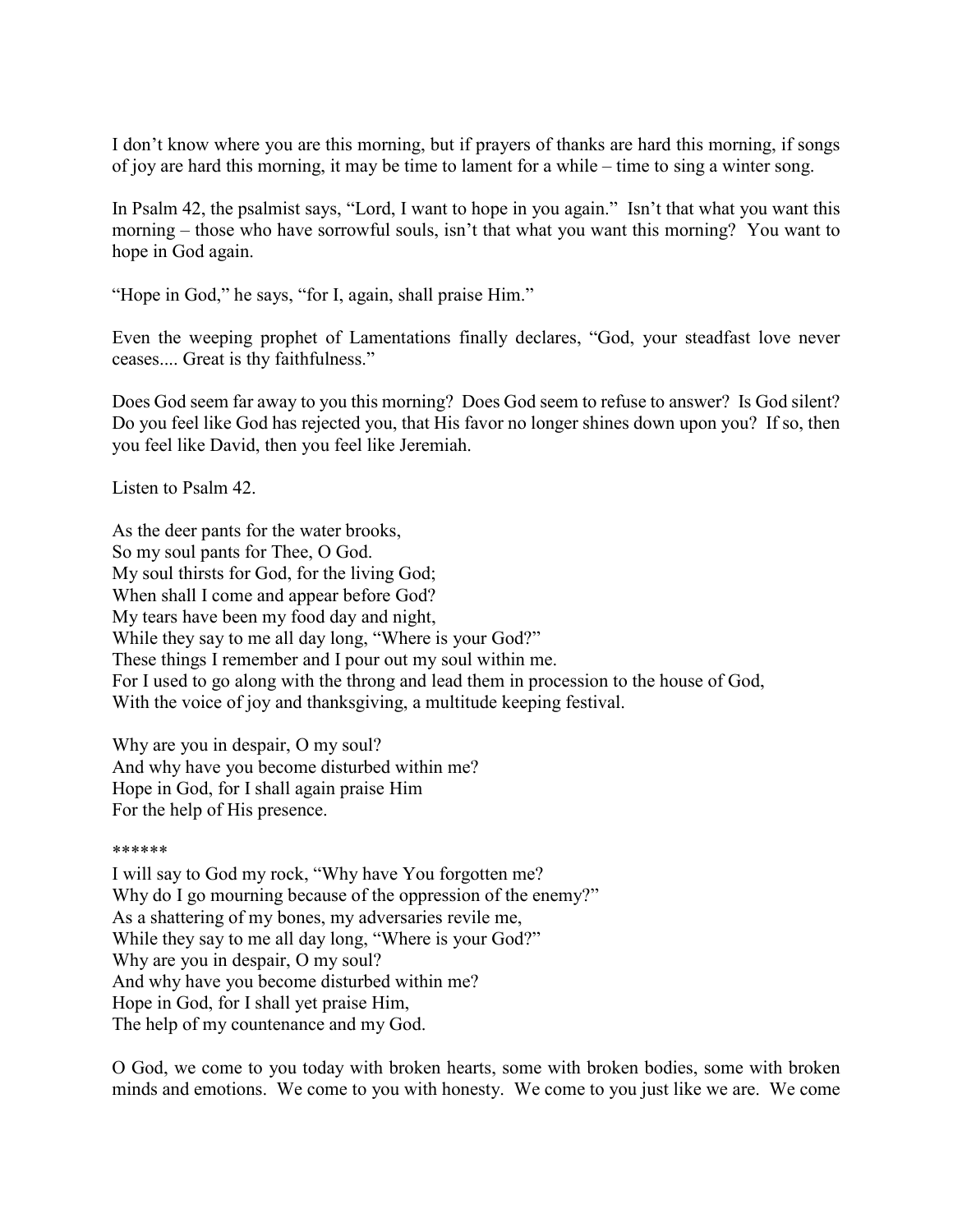I don't know where you are this morning, but if prayers of thanks are hard this morning, if songs of joy are hard this morning, it may be time to lament for a while – time to sing a winter song.

In Psalm 42, the psalmist says, "Lord, I want to hope in you again." Isn't that what you want this morning – those who have sorrowful souls, isn't that what you want this morning? You want to hope in God again.

"Hope in God," he says, "for I, again, shall praise Him."

Even the weeping prophet of Lamentations finally declares, "God, your steadfast love never ceases.... Great is thy faithfulness."

Does God seem far away to you this morning? Does God seem to refuse to answer? Is God silent? Do you feel like God has rejected you, that His favor no longer shines down upon you? If so, then you feel like David, then you feel like Jeremiah.

Listen to Psalm 42.

As the deer pants for the water brooks,
So my soul pants for Thee, O God.
My soul thirsts for God, for the living God;
When shall I come and appear before God?
My tears have been my food day and night,
While they say to me all day long, "Where is your God?"
These things I remember and I pour out my soul within me.
For I used to go along with the throng and lead them in procession to the house of God,
With the voice of joy and thanksgiving, a multitude keeping festival.

Why are you in despair, O my soul?
And why have you become disturbed within me?
Hope in God, for I shall again praise Him
For the help of His presence.

******

I will say to God my rock, "Why have You forgotten me?
Why do I go mourning because of the oppression of the enemy?"
As a shattering of my bones, my adversaries revile me,
While they say to me all day long, "Where is your God?"
Why are you in despair, O my soul?
And why have you become disturbed within me?
Hope in God, for I shall yet praise Him,
The help of my countenance and my God.

O God, we come to you today with broken hearts, some with broken bodies, some with broken minds and emotions. We come to you with honesty. We come to you just like we are. We come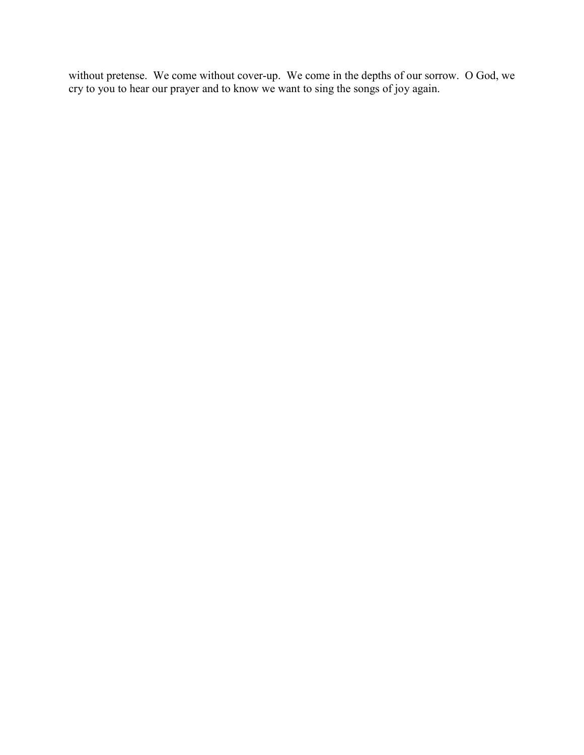without pretense. We come without cover-up. We come in the depths of our sorrow. O God, we cry to you to hear our prayer and to know we want to sing the songs of joy again.